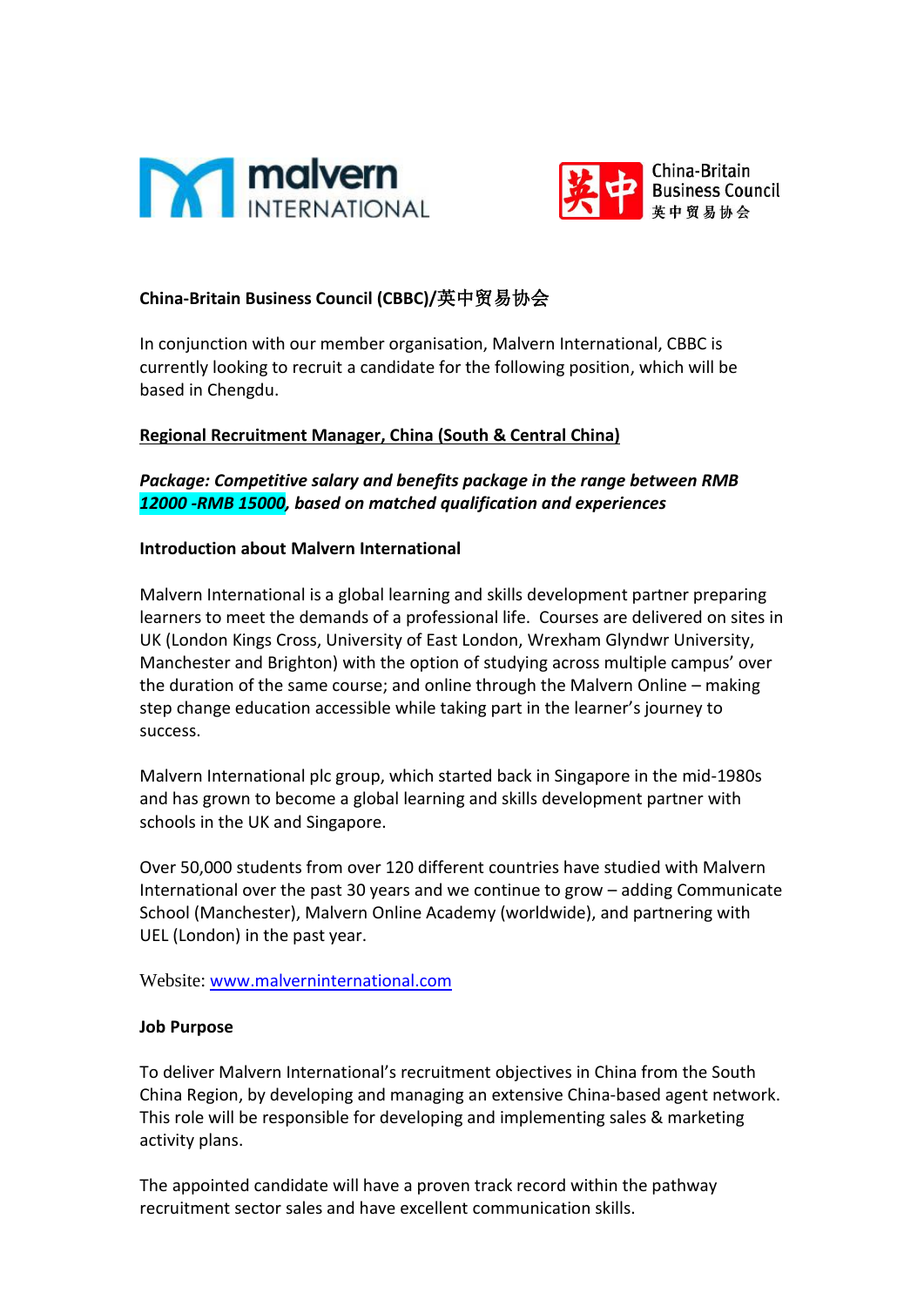**China-Britain Business Council (CBBC)/英中贸易协会**

In conjunction with our member organisation, Malvern International, CBBC is currently looking to recruit a candidate for the following position, which will be based in Chengdu.

**Regional Recruitment Manager, China (South & Central China)**

***Package: Competitive salary and benefits package in the range between RMB 12000 -RMB 15000, based on matched qualification and experiences***

**Introduction about Malvern International**

Malvern International is a global learning and skills development partner preparing learners to meet the demands of a professional life. Courses are delivered on sites in UK (London Kings Cross, University of East London, Wrexham Glyndwr University, Manchester and Brighton) with the option of studying across multiple campus' over the duration of the same course; and online through the Malvern Online – making step change education accessible while taking part in the learner's journey to success.

Malvern International plc group, which started back in Singapore in the mid-1980s and has grown to become a global learning and skills development partner with schools in the UK and Singapore.

Over 50,000 students from over 120 different countries have studied with Malvern International over the past 30 years and we continue to grow – adding Communicate School (Manchester), Malvern Online Academy (worldwide), and partnering with UEL (London) in the past year.

Website: [www.malverninternational.com](http://www.malverninternational.com)

**Job Purpose**

To deliver Malvern International's recruitment objectives in China from the South China Region, by developing and managing an extensive China-based agent network. This role will be responsible for developing and implementing sales & marketing activity plans.

The appointed candidate will have a proven track record within the pathway recruitment sector sales and have excellent communication skills.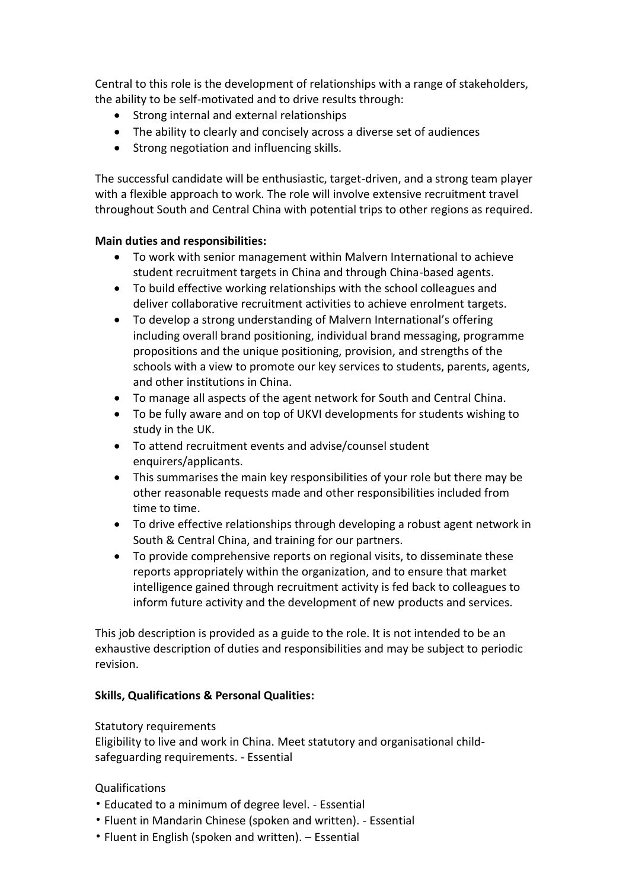Central to this role is the development of relationships with a range of stakeholders, the ability to be self-motivated and to drive results through:

- Strong internal and external relationships
- The ability to clearly and concisely across a diverse set of audiences
- Strong negotiation and influencing skills.

The successful candidate will be enthusiastic, target-driven, and a strong team player with a flexible approach to work. The role will involve extensive recruitment travel throughout South and Central China with potential trips to other regions as required.

**Main duties and responsibilities:**

- To work with senior management within Malvern International to achieve student recruitment targets in China and through China-based agents.
- To build effective working relationships with the school colleagues and deliver collaborative recruitment activities to achieve enrolment targets.
- To develop a strong understanding of Malvern International's offering including overall brand positioning, individual brand messaging, programme propositions and the unique positioning, provision, and strengths of the schools with a view to promote our key services to students, parents, agents, and other institutions in China.
- To manage all aspects of the agent network for South and Central China.
- To be fully aware and on top of UKVI developments for students wishing to study in the UK.
- To attend recruitment events and advise/counsel student enquirers/applicants.
- This summarises the main key responsibilities of your role but there may be other reasonable requests made and other responsibilities included from time to time.
- To drive effective relationships through developing a robust agent network in South & Central China, and training for our partners.
- To provide comprehensive reports on regional visits, to disseminate these reports appropriately within the organization, and to ensure that market intelligence gained through recruitment activity is fed back to colleagues to inform future activity and the development of new products and services.

This job description is provided as a guide to the role. It is not intended to be an exhaustive description of duties and responsibilities and may be subject to periodic revision.

**Skills, Qualifications & Personal Qualities:**

Statutory requirements

Eligibility to live and work in China. Meet statutory and organisational child-safeguarding requirements. - Essential

Qualifications

- Educated to a minimum of degree level. - Essential
- Fluent in Mandarin Chinese (spoken and written). - Essential
- Fluent in English (spoken and written). – Essential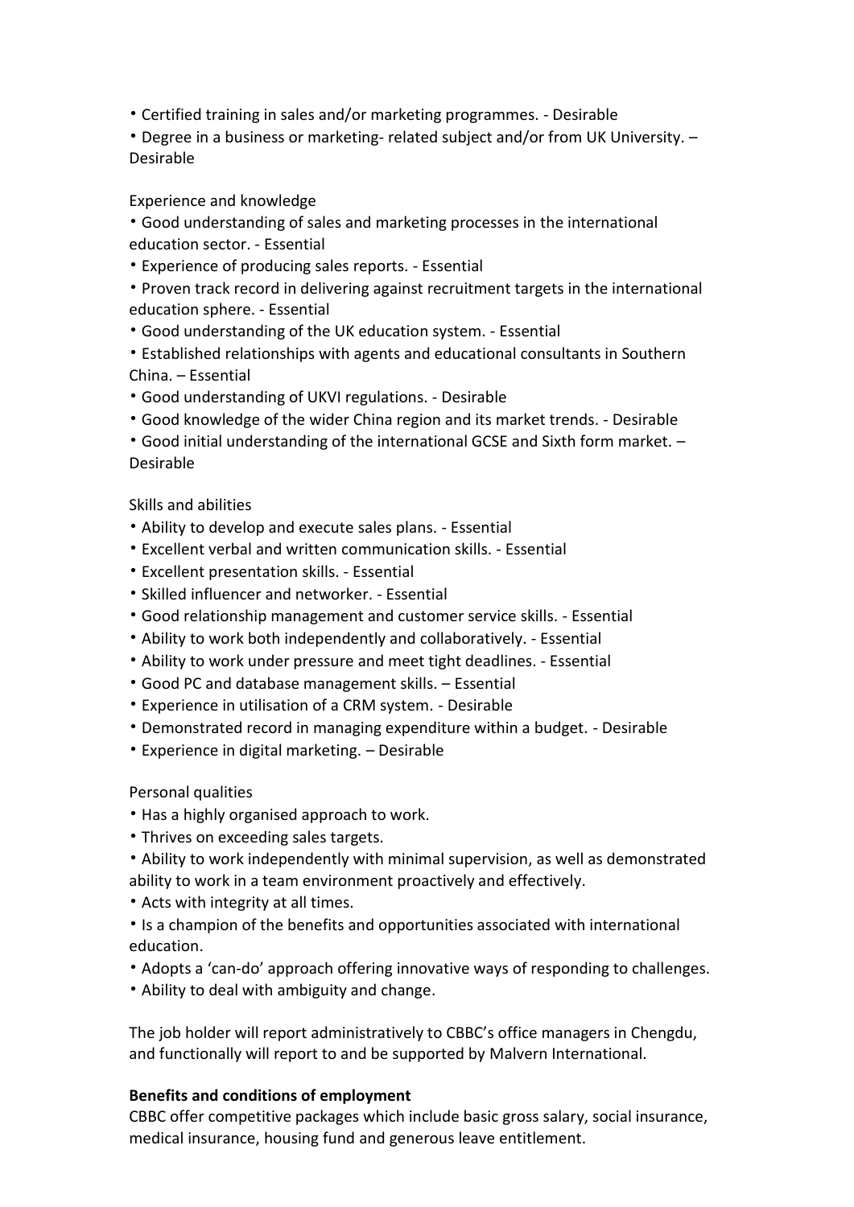- Certified training in sales and/or marketing programmes. - Desirable
- Degree in a business or marketing- related subject and/or from UK University. – Desirable

Experience and knowledge

- Good understanding of sales and marketing processes in the international education sector. - Essential
- Experience of producing sales reports. - Essential
- Proven track record in delivering against recruitment targets in the international education sphere. - Essential
- Good understanding of the UK education system. - Essential
- Established relationships with agents and educational consultants in Southern China. – Essential
- Good understanding of UKVI regulations. - Desirable
- Good knowledge of the wider China region and its market trends. - Desirable
- Good initial understanding of the international GCSE and Sixth form market. – Desirable

Skills and abilities

- Ability to develop and execute sales plans. - Essential
- Excellent verbal and written communication skills. - Essential
- Excellent presentation skills. - Essential
- Skilled influencer and networker. - Essential
- Good relationship management and customer service skills. - Essential
- Ability to work both independently and collaboratively. - Essential
- Ability to work under pressure and meet tight deadlines. - Essential
- Good PC and database management skills. – Essential
- Experience in utilisation of a CRM system. - Desirable
- Demonstrated record in managing expenditure within a budget. - Desirable
- Experience in digital marketing. – Desirable

Personal qualities

- Has a highly organised approach to work.
- Thrives on exceeding sales targets.
- Ability to work independently with minimal supervision, as well as demonstrated ability to work in a team environment proactively and effectively.
- Acts with integrity at all times.
- Is a champion of the benefits and opportunities associated with international education.
- Adopts a 'can-do' approach offering innovative ways of responding to challenges.
- Ability to deal with ambiguity and change.

The job holder will report administratively to CBBC's office managers in Chengdu, and functionally will report to and be supported by Malvern International.

**Benefits and conditions of employment**

CBBC offer competitive packages which include basic gross salary, social insurance, medical insurance, housing fund and generous leave entitlement.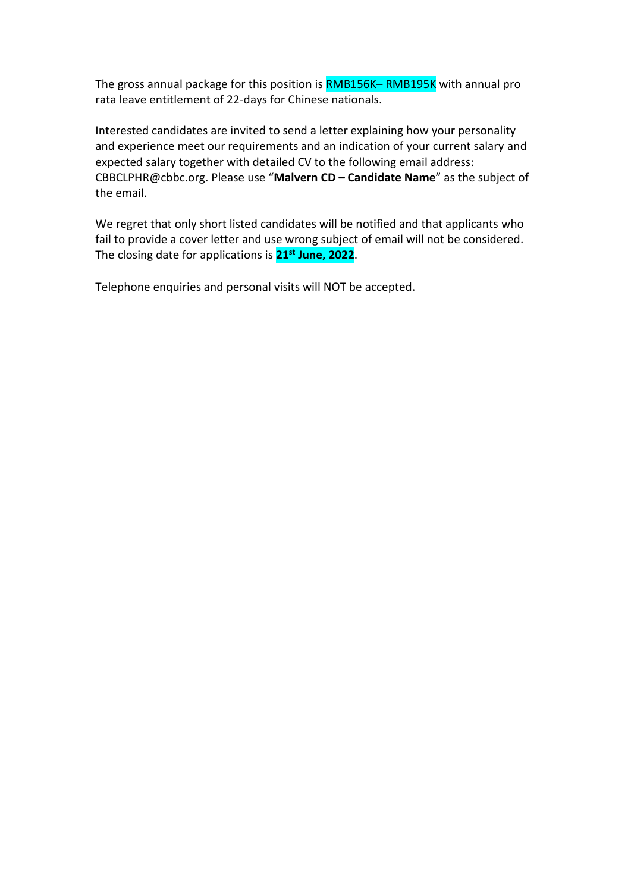The gross annual package for this position is RMB156K– RMB195K with annual pro rata leave entitlement of 22-days for Chinese nationals.

Interested candidates are invited to send a letter explaining how your personality and experience meet our requirements and an indication of your current salary and expected salary together with detailed CV to the following email address: CBBCLPHR@cbbc.org. Please use "**Malvern CD – Candidate Name**" as the subject of the email.

We regret that only short listed candidates will be notified and that applicants who fail to provide a cover letter and use wrong subject of email will not be considered. The closing date for applications is **21st June, 2022**.

Telephone enquiries and personal visits will NOT be accepted.